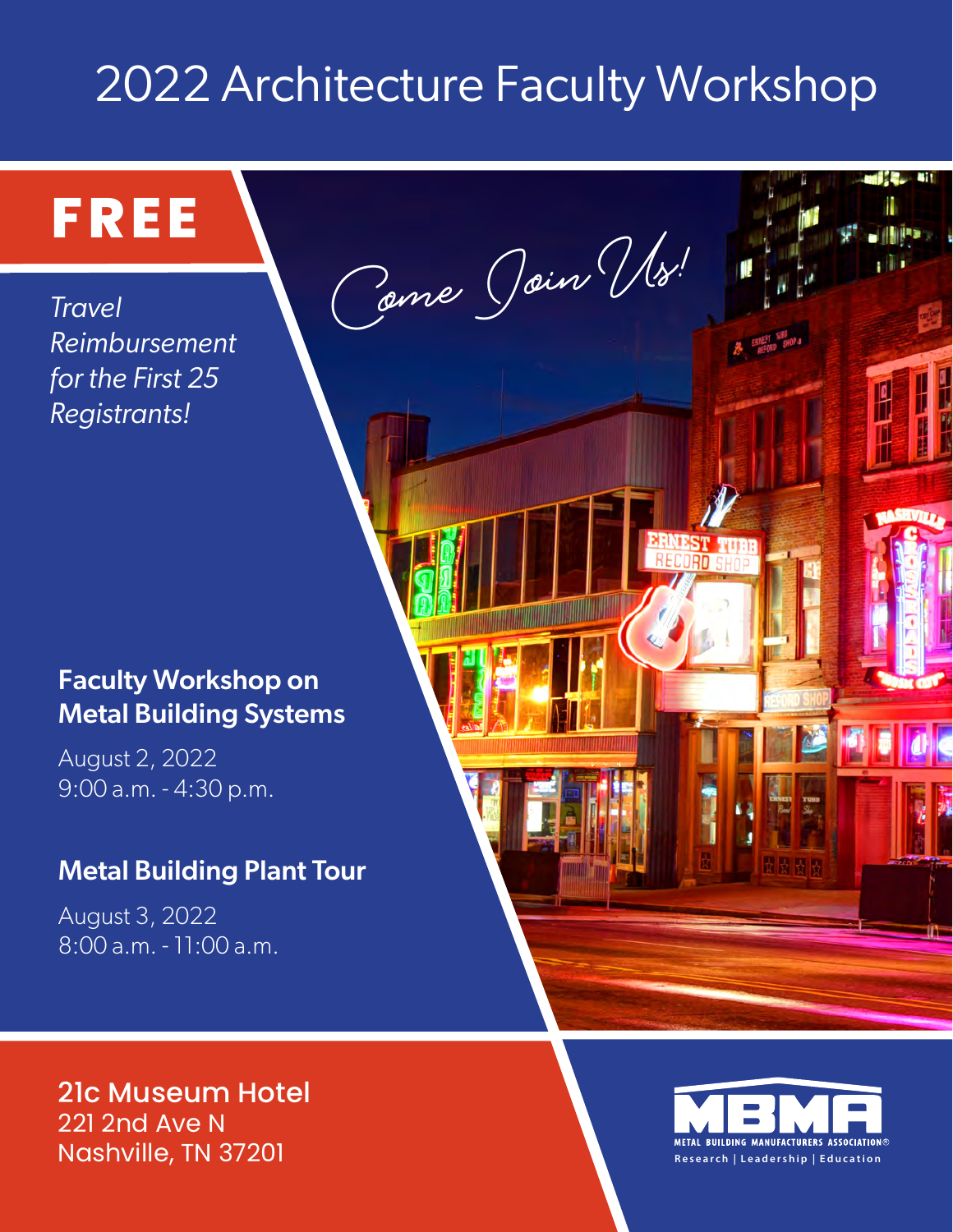# 2022 Architecture Faculty Workshop

**FREE**

*Travel Reimbursement for the First 25 Registrants!*

*Come Join Us!*

## Faculty Workshop on Metal Building Systems

August 2, 2022
9:00 a.m. - 4:30 p.m.

## Metal Building Plant Tour

August 3, 2022
8:00 a.m. - 11:00 a.m.

**21c Museum Hotel**
221 2nd Ave N
Nashville, TN 37201

MBMA
METAL BUILDING MANUFACTURERS ASSOCIATION®
Research | Leadership | Education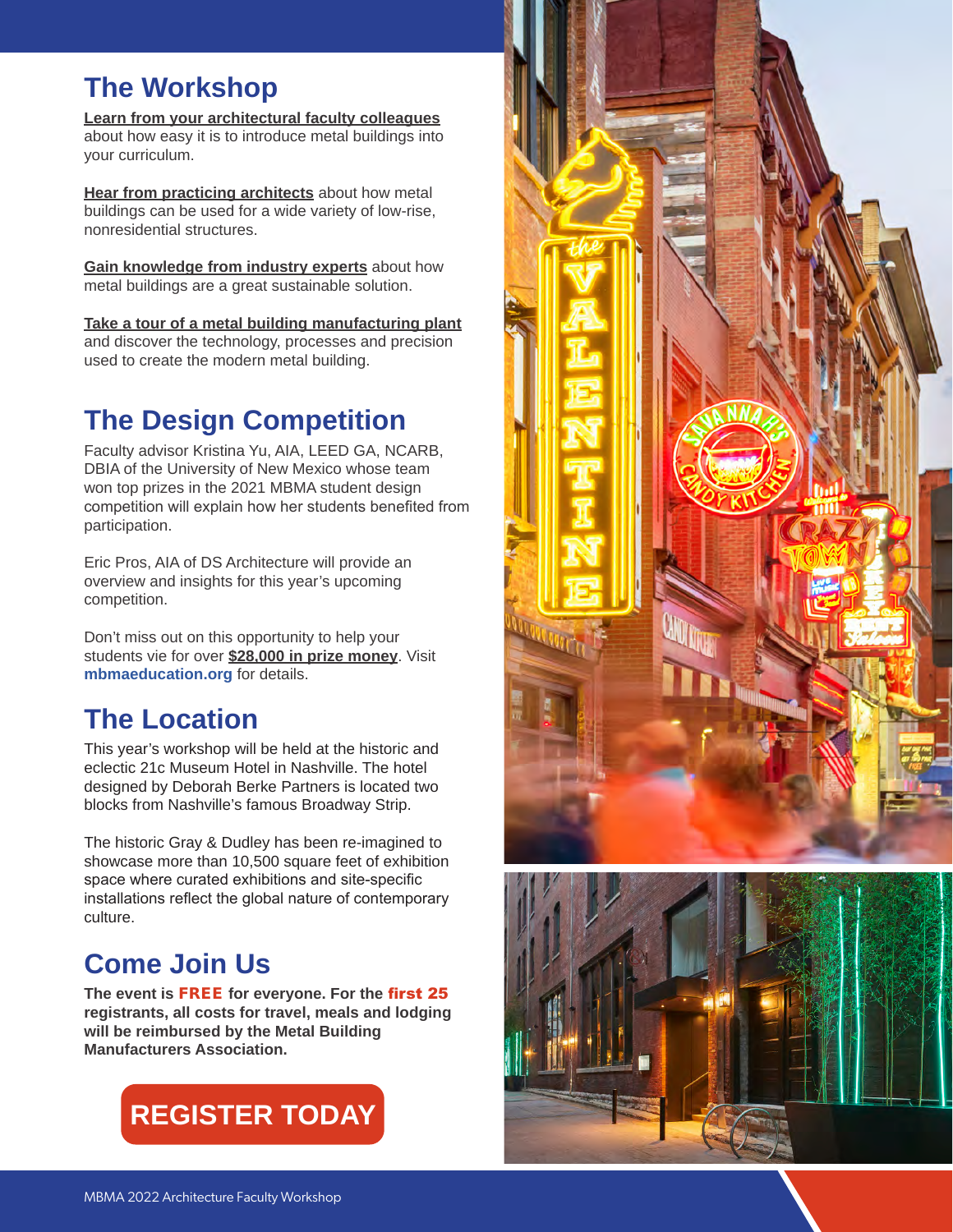## The Workshop

**Learn from your architectural faculty colleagues** about how easy it is to introduce metal buildings into your curriculum.

**Hear from practicing architects** about how metal buildings can be used for a wide variety of low-rise, nonresidential structures.

**Gain knowledge from industry experts** about how metal buildings are a great sustainable solution.

**Take a tour of a metal building manufacturing plant** and discover the technology, processes and precision used to create the modern metal building.

## The Design Competition

Faculty advisor Kristina Yu, AIA, LEED GA, NCARB, DBIA of the University of New Mexico whose team won top prizes in the 2021 MBMA student design competition will explain how her students benefited from participation.

Eric Pros, AIA of DS Architecture will provide an overview and insights for this year's upcoming competition.

Don't miss out on this opportunity to help your students vie for over **$28,000 in prize money**. Visit **mbmaeducation.org** for details.

## The Location

This year's workshop will be held at the historic and eclectic 21c Museum Hotel in Nashville. The hotel designed by Deborah Berke Partners is located two blocks from Nashville's famous Broadway Strip.

The historic Gray & Dudley has been re-imagined to showcase more than 10,500 square feet of exhibition space where curated exhibitions and site-specific installations reflect the global nature of contemporary culture.

## Come Join Us

**The event is FREE for everyone. For the first 25 registrants, all costs for travel, meals and lodging will be reimbursed by the Metal Building Manufacturers Association.**

**REGISTER TODAY**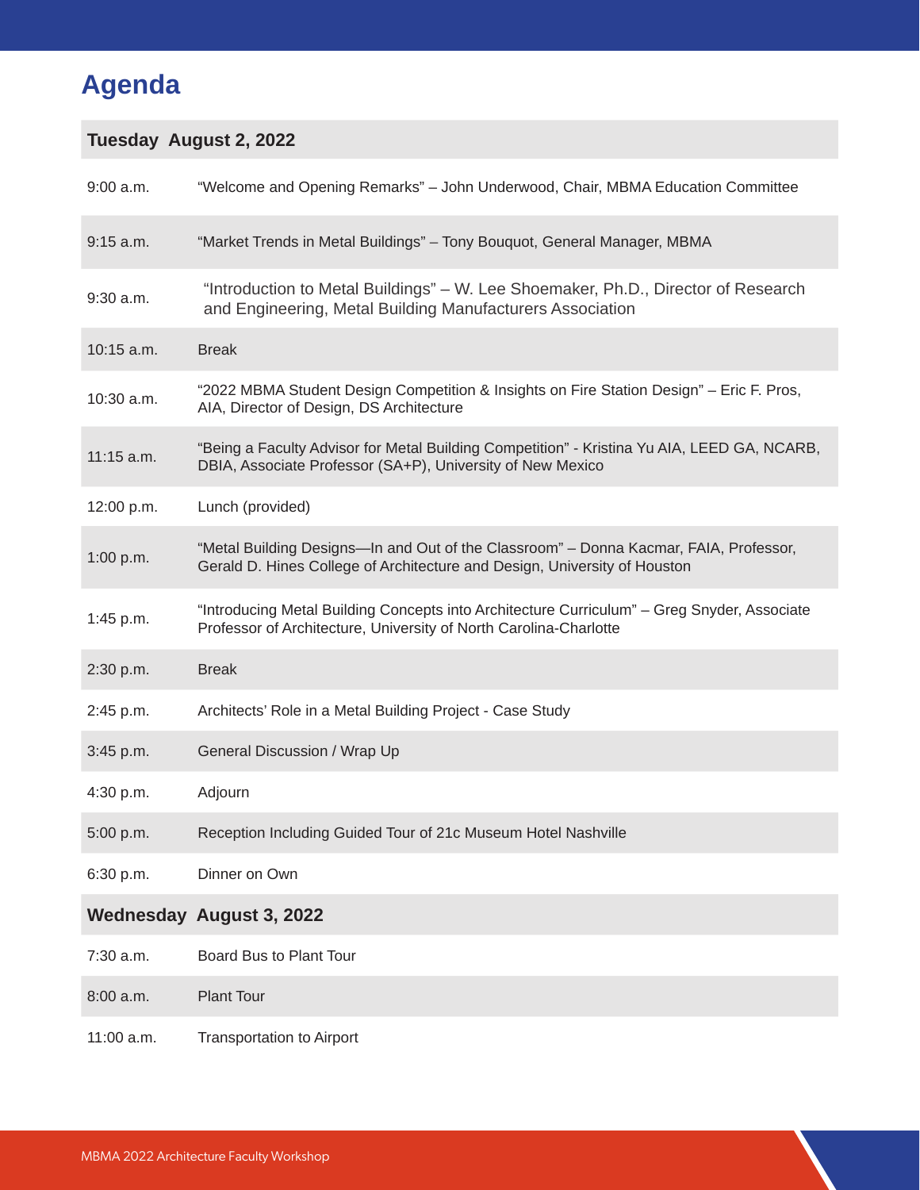# Agenda

| **Tuesday August 2, 2022** | |
|---|---|
| 9:00 a.m. | "Welcome and Opening Remarks" – John Underwood, Chair, MBMA Education Committee |
| 9:15 a.m. | "Market Trends in Metal Buildings" – Tony Bouquot, General Manager, MBMA |
| 9:30 a.m. | "Introduction to Metal Buildings" – W. Lee Shoemaker, Ph.D., Director of Research and Engineering, Metal Building Manufacturers Association |
| 10:15 a.m. | Break |
| 10:30 a.m. | "2022 MBMA Student Design Competition & Insights on Fire Station Design" – Eric F. Pros, AIA, Director of Design, DS Architecture |
| 11:15 a.m. | "Being a Faculty Advisor for Metal Building Competition" - Kristina Yu AIA, LEED GA, NCARB, DBIA, Associate Professor (SA+P), University of New Mexico |
| 12:00 p.m. | Lunch (provided) |
| 1:00 p.m. | "Metal Building Designs—In and Out of the Classroom" – Donna Kacmar, FAIA, Professor, Gerald D. Hines College of Architecture and Design, University of Houston |
| 1:45 p.m. | "Introducing Metal Building Concepts into Architecture Curriculum" – Greg Snyder, Associate Professor of Architecture, University of North Carolina-Charlotte |
| 2:30 p.m. | Break |
| 2:45 p.m. | Architects' Role in a Metal Building Project - Case Study |
| 3:45 p.m. | General Discussion / Wrap Up |
| 4:30 p.m. | Adjourn |
| 5:00 p.m. | Reception Including Guided Tour of 21c Museum Hotel Nashville |
| 6:30 p.m. | Dinner on Own |
| **Wednesday August 3, 2022** | |
| 7:30 a.m. | Board Bus to Plant Tour |
| 8:00 a.m. | Plant Tour |
| 11:00 a.m. | Transportation to Airport |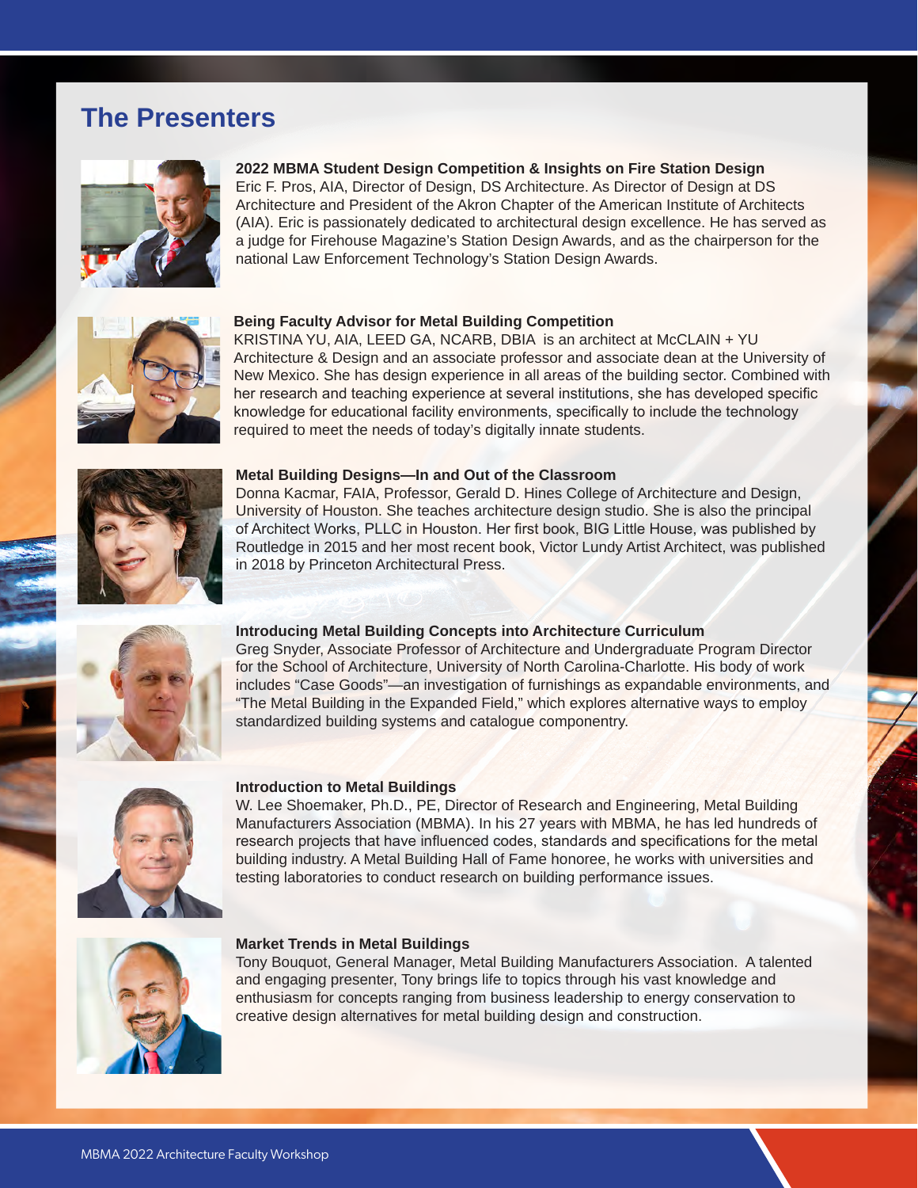## The Presenters

**2022 MBMA Student Design Competition & Insights on Fire Station Design**
Eric F. Pros, AIA, Director of Design, DS Architecture. As Director of Design at DS Architecture and President of the Akron Chapter of the American Institute of Architects (AIA). Eric is passionately dedicated to architectural design excellence. He has served as a judge for Firehouse Magazine's Station Design Awards, and as the chairperson for the national Law Enforcement Technology's Station Design Awards.

**Being Faculty Advisor for Metal Building Competition**
KRISTINA YU, AIA, LEED GA, NCARB, DBIA is an architect at McCLAIN + YU Architecture & Design and an associate professor and associate dean at the University of New Mexico. She has design experience in all areas of the building sector. Combined with her research and teaching experience at several institutions, she has developed specific knowledge for educational facility environments, specifically to include the technology required to meet the needs of today's digitally innate students.

**Metal Building Designs—In and Out of the Classroom**
Donna Kacmar, FAIA, Professor, Gerald D. Hines College of Architecture and Design, University of Houston. She teaches architecture design studio. She is also the principal of Architect Works, PLLC in Houston. Her first book, BIG Little House, was published by Routledge in 2015 and her most recent book, Victor Lundy Artist Architect, was published in 2018 by Princeton Architectural Press.

**Introducing Metal Building Concepts into Architecture Curriculum**
Greg Snyder, Associate Professor of Architecture and Undergraduate Program Director for the School of Architecture, University of North Carolina-Charlotte. His body of work includes "Case Goods"—an investigation of furnishings as expandable environments, and "The Metal Building in the Expanded Field," which explores alternative ways to employ standardized building systems and catalogue componentry.

**Introduction to Metal Buildings**
W. Lee Shoemaker, Ph.D., PE, Director of Research and Engineering, Metal Building Manufacturers Association (MBMA). In his 27 years with MBMA, he has led hundreds of research projects that have influenced codes, standards and specifications for the metal building industry. A Metal Building Hall of Fame honoree, he works with universities and testing laboratories to conduct research on building performance issues.

**Market Trends in Metal Buildings**
Tony Bouquot, General Manager, Metal Building Manufacturers Association. A talented and engaging presenter, Tony brings life to topics through his vast knowledge and enthusiasm for concepts ranging from business leadership to energy conservation to creative design alternatives for metal building design and construction.